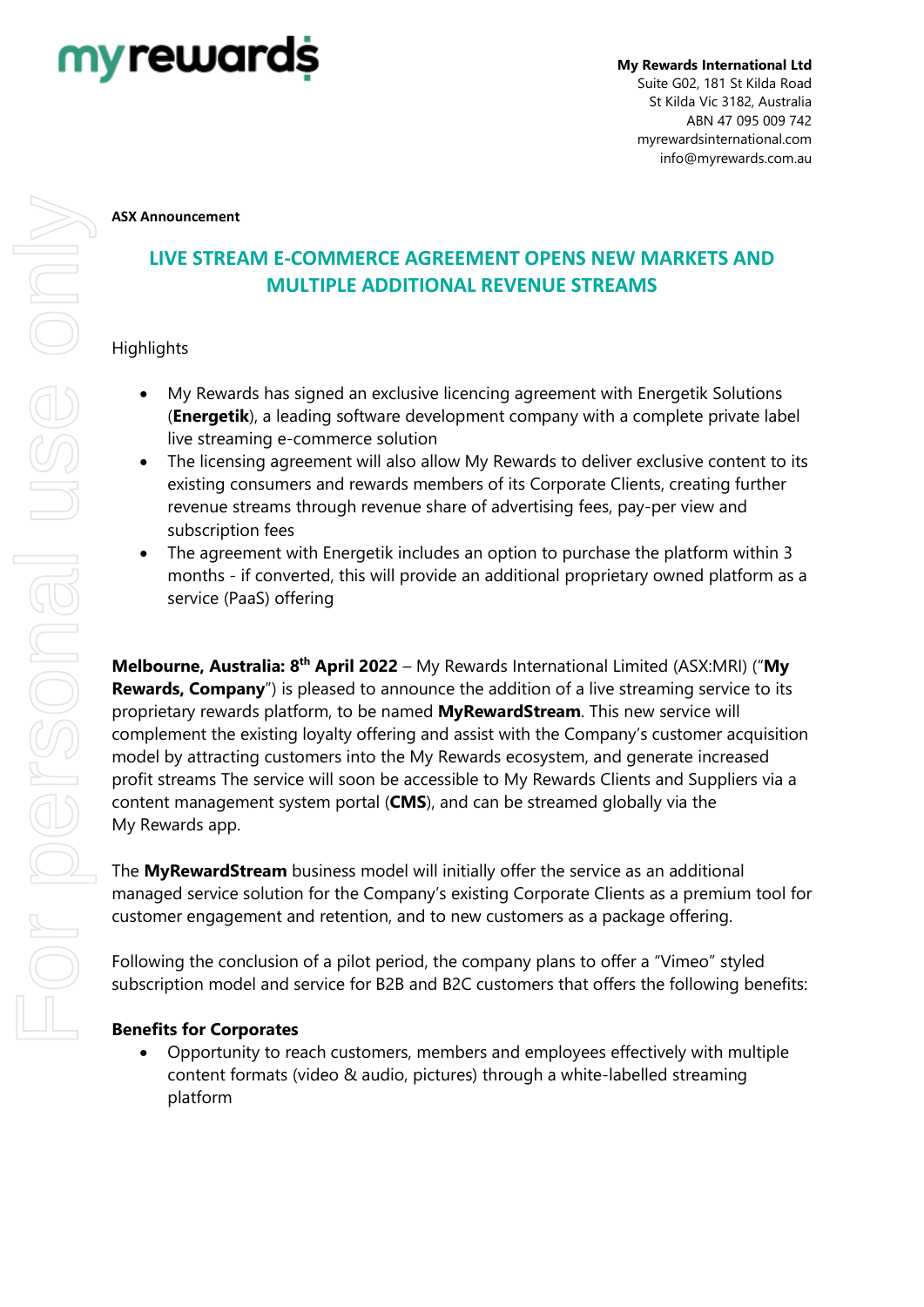**My Rewards International Ltd**
Suite G02, 181 St Kilda Road
St Kilda Vic 3182, Australia
ABN 47 095 009 742
myrewardsinternational.com
info@myrewards.com.au

**ASX Announcement**

# LIVE STREAM E-COMMERCE AGREEMENT OPENS NEW MARKETS AND MULTIPLE ADDITIONAL REVENUE STREAMS

Highlights

- My Rewards has signed an exclusive licencing agreement with Energetik Solutions (**Energetik**), a leading software development company with a complete private label live streaming e-commerce solution
- The licensing agreement will also allow My Rewards to deliver exclusive content to its existing consumers and rewards members of its Corporate Clients, creating further revenue streams through revenue share of advertising fees, pay-per view and subscription fees
- The agreement with Energetik includes an option to purchase the platform within 3 months - if converted, this will provide an additional proprietary owned platform as a service (PaaS) offering

**Melbourne, Australia: 8th April 2022** – My Rewards International Limited (ASX:MRI) ("**My Rewards, Company**") is pleased to announce the addition of a live streaming service to its proprietary rewards platform, to be named **MyRewardStream**. This new service will complement the existing loyalty offering and assist with the Company's customer acquisition model by attracting customers into the My Rewards ecosystem, and generate increased profit streams The service will soon be accessible to My Rewards Clients and Suppliers via a content management system portal (**CMS**), and can be streamed globally via the My Rewards app.

The **MyRewardStream** business model will initially offer the service as an additional managed service solution for the Company's existing Corporate Clients as a premium tool for customer engagement and retention, and to new customers as a package offering.

Following the conclusion of a pilot period, the company plans to offer a "Vimeo" styled subscription model and service for B2B and B2C customers that offers the following benefits:

**Benefits for Corporates**

- Opportunity to reach customers, members and employees effectively with multiple content formats (video & audio, pictures) through a white-labelled streaming platform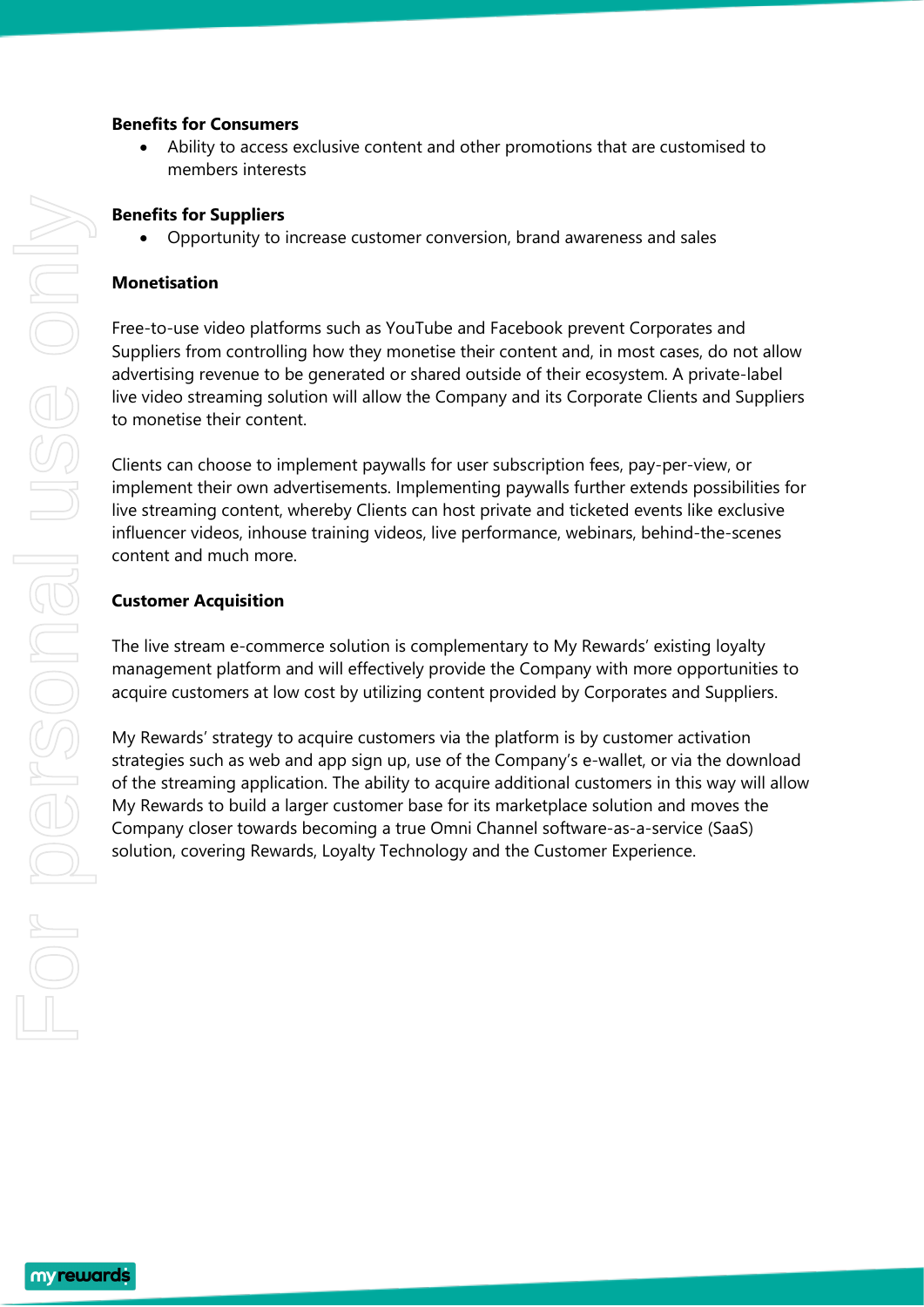**Benefits for Consumers**

- Ability to access exclusive content and other promotions that are customised to members interests

**Benefits for Suppliers**

- Opportunity to increase customer conversion, brand awareness and sales

**Monetisation**

Free-to-use video platforms such as YouTube and Facebook prevent Corporates and Suppliers from controlling how they monetise their content and, in most cases, do not allow advertising revenue to be generated or shared outside of their ecosystem. A private-label live video streaming solution will allow the Company and its Corporate Clients and Suppliers to monetise their content.

Clients can choose to implement paywalls for user subscription fees, pay-per-view, or implement their own advertisements. Implementing paywalls further extends possibilities for live streaming content, whereby Clients can host private and ticketed events like exclusive influencer videos, inhouse training videos, live performance, webinars, behind-the-scenes content and much more.

**Customer Acquisition**

The live stream e-commerce solution is complementary to My Rewards' existing loyalty management platform and will effectively provide the Company with more opportunities to acquire customers at low cost by utilizing content provided by Corporates and Suppliers.

My Rewards' strategy to acquire customers via the platform is by customer activation strategies such as web and app sign up, use of the Company's e-wallet, or via the download of the streaming application. The ability to acquire additional customers in this way will allow My Rewards to build a larger customer base for its marketplace solution and moves the Company closer towards becoming a true Omni Channel software-as-a-service (SaaS) solution, covering Rewards, Loyalty Technology and the Customer Experience.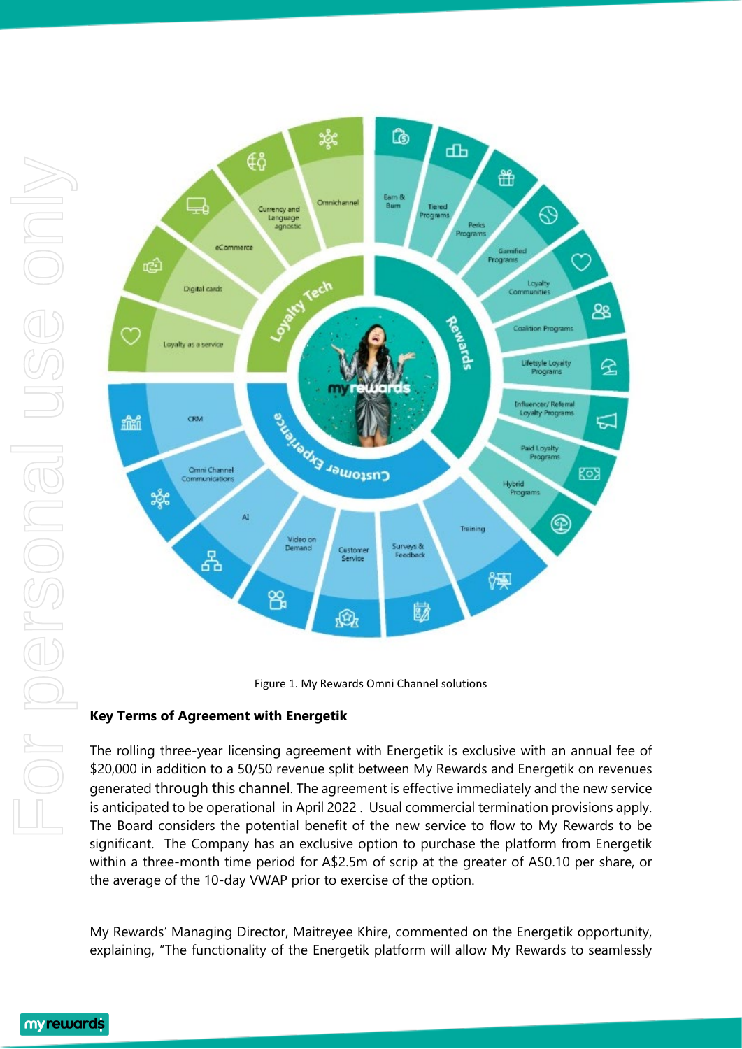Figure 1. My Rewards Omni Channel solutions

**Key Terms of Agreement with Energetik**

The rolling three-year licensing agreement with Energetik is exclusive with an annual fee of $20,000 in addition to a 50/50 revenue split between My Rewards and Energetik on revenues generated through this channel. The agreement is effective immediately and the new service is anticipated to be operational in April 2022. Usual commercial termination provisions apply. The Board considers the potential benefit of the new service to flow to My Rewards to be significant. The Company has an exclusive option to purchase the platform from Energetik within a three-month time period for A$2.5m of scrip at the greater of A$0.10 per share, or the average of the 10-day VWAP prior to exercise of the option.

My Rewards' Managing Director, Maitreyee Khire, commented on the Energetik opportunity, explaining, "The functionality of the Energetik platform will allow My Rewards to seamlessly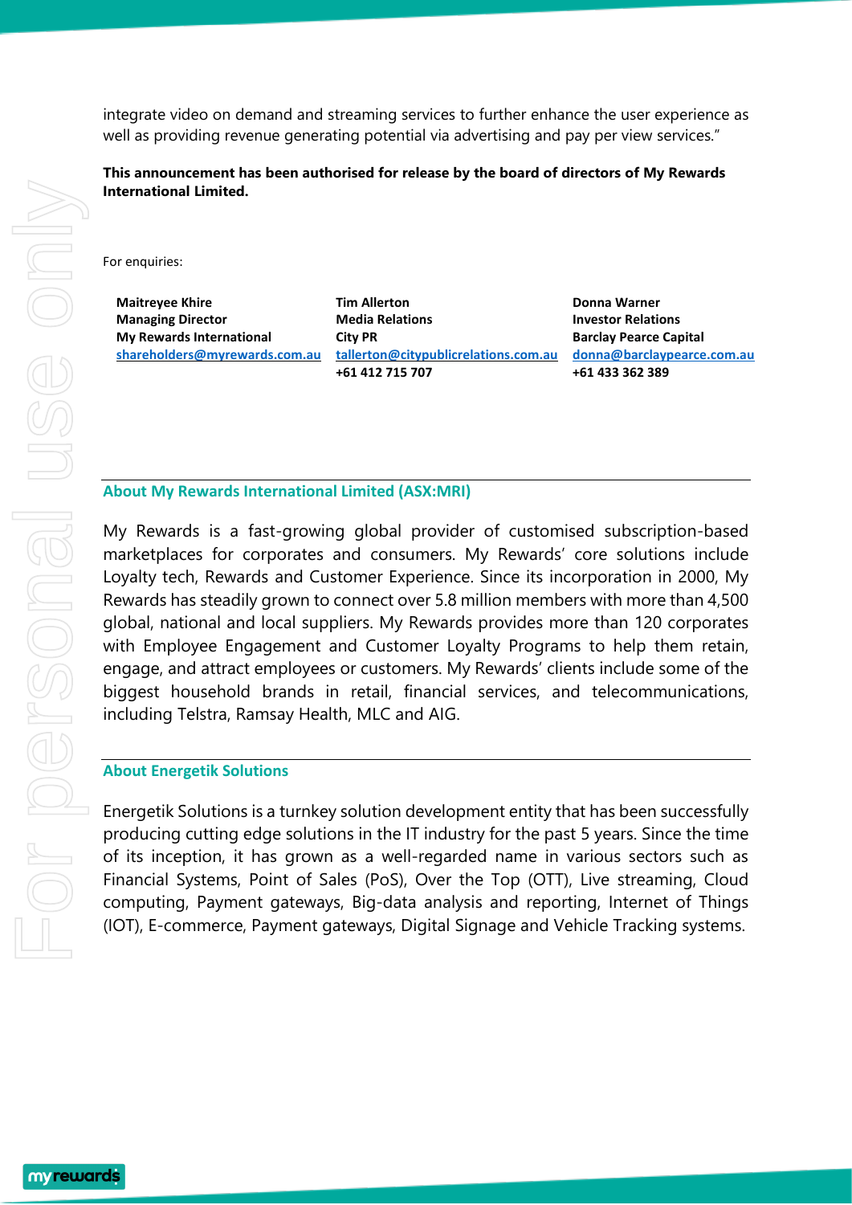integrate video on demand and streaming services to further enhance the user experience as well as providing revenue generating potential via advertising and pay per view services."

**This announcement has been authorised for release by the board of directors of My Rewards International Limited.**

For enquiries:

| | | |
|---|---|---|
| **Maitreyee Khire** | **Tim Allerton** | **Donna Warner** |
| **Managing Director** | **Media Relations** | **Investor Relations** |
| **My Rewards International** | **City PR** | **Barclay Pearce Capital** |
| shareholders@myrewards.com.au | tallerton@citypublicrelations.com.au | donna@barclaypearce.com.au |
| | **+61 412 715 707** | **+61 433 362 389** |

## About My Rewards International Limited (ASX:MRI)

My Rewards is a fast-growing global provider of customised subscription-based marketplaces for corporates and consumers. My Rewards' core solutions include Loyalty tech, Rewards and Customer Experience. Since its incorporation in 2000, My Rewards has steadily grown to connect over 5.8 million members with more than 4,500 global, national and local suppliers. My Rewards provides more than 120 corporates with Employee Engagement and Customer Loyalty Programs to help them retain, engage, and attract employees or customers. My Rewards' clients include some of the biggest household brands in retail, financial services, and telecommunications, including Telstra, Ramsay Health, MLC and AIG.

## About Energetik Solutions

Energetik Solutions is a turnkey solution development entity that has been successfully producing cutting edge solutions in the IT industry for the past 5 years. Since the time of its inception, it has grown as a well-regarded name in various sectors such as Financial Systems, Point of Sales (PoS), Over the Top (OTT), Live streaming, Cloud computing, Payment gateways, Big-data analysis and reporting, Internet of Things (IOT), E-commerce, Payment gateways, Digital Signage and Vehicle Tracking systems.